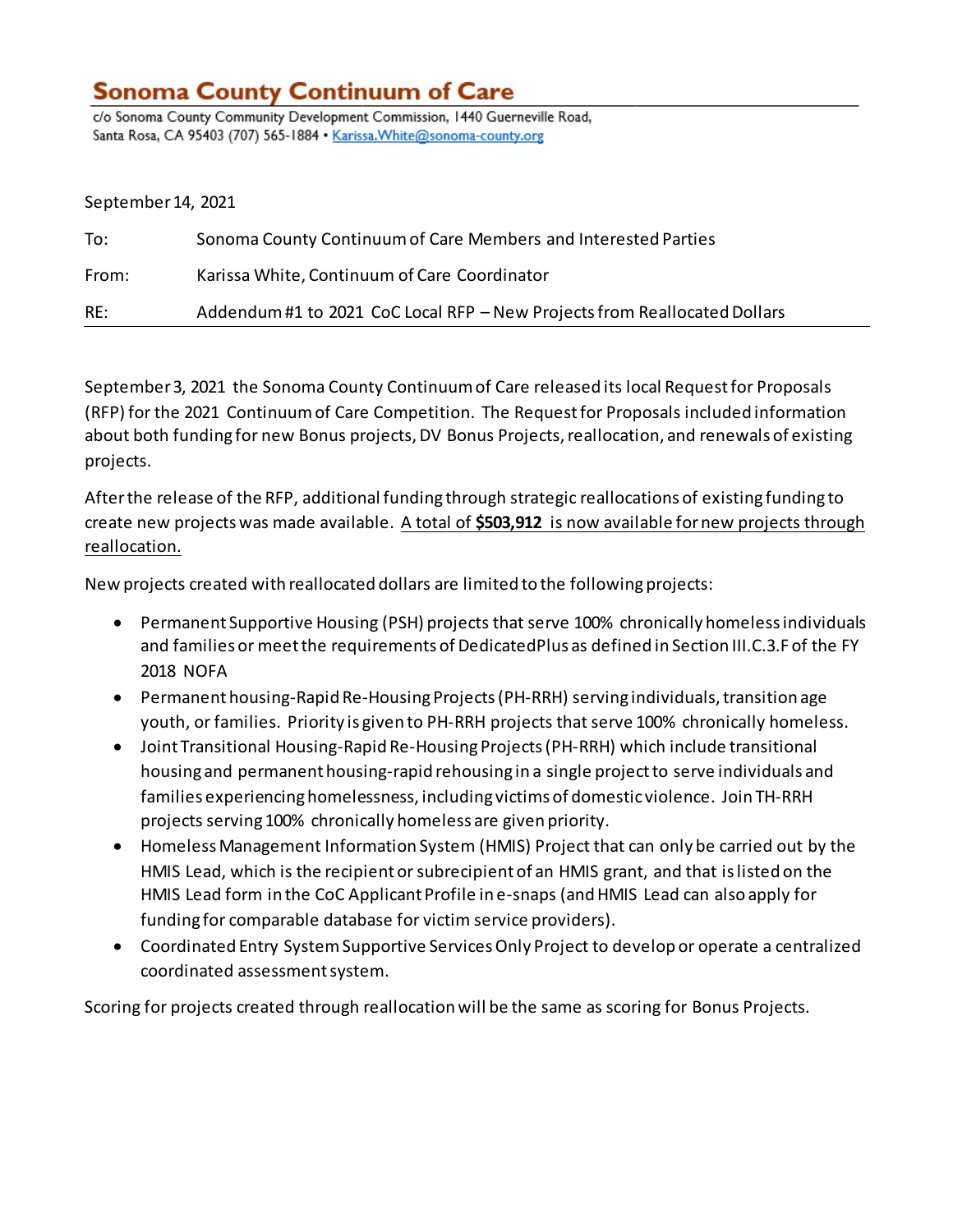# Sonoma County Continuum of Care

c/o Sonoma County Community Development Commission, 1440 Guerneville Road, Santa Rosa, CA 95403 (707) 565-1884 • Karissa.White@sonoma-county.org

September 14, 2021

| | |
|---|---|
| To: | Sonoma County Continuum of Care Members and Interested Parties |
| From: | Karissa White, Continuum of Care Coordinator |
| RE: | Addendum #1 to 2021 CoC Local RFP – New Projects from Reallocated Dollars |

September 3, 2021 the Sonoma County Continuum of Care released its local Request for Proposals (RFP) for the 2021 Continuum of Care Competition. The Request for Proposals included information about both funding for new Bonus projects, DV Bonus Projects, reallocation, and renewals of existing projects.

After the release of the RFP, additional funding through strategic reallocations of existing funding to create new projects was made available. A total of **$503,912** is now available for new projects through reallocation.

New projects created with reallocated dollars are limited to the following projects:

- Permanent Supportive Housing (PSH) projects that serve 100% chronically homeless individuals and families or meet the requirements of DedicatedPlus as defined in Section III.C.3.F of the FY 2018 NOFA
- Permanent housing-Rapid Re-Housing Projects (PH-RRH) serving individuals, transition age youth, or families. Priority is given to PH-RRH projects that serve 100% chronically homeless.
- Joint Transitional Housing-Rapid Re-Housing Projects (PH-RRH) which include transitional housing and permanent housing-rapid rehousing in a single project to serve individuals and families experiencing homelessness, including victims of domestic violence. Join TH-RRH projects serving 100% chronically homeless are given priority.
- Homeless Management Information System (HMIS) Project that can only be carried out by the HMIS Lead, which is the recipient or subrecipient of an HMIS grant, and that is listed on the HMIS Lead form in the CoC Applicant Profile in e-snaps (and HMIS Lead can also apply for funding for comparable database for victim service providers).
- Coordinated Entry System Supportive Services Only Project to develop or operate a centralized coordinated assessment system.

Scoring for projects created through reallocation will be the same as scoring for Bonus Projects.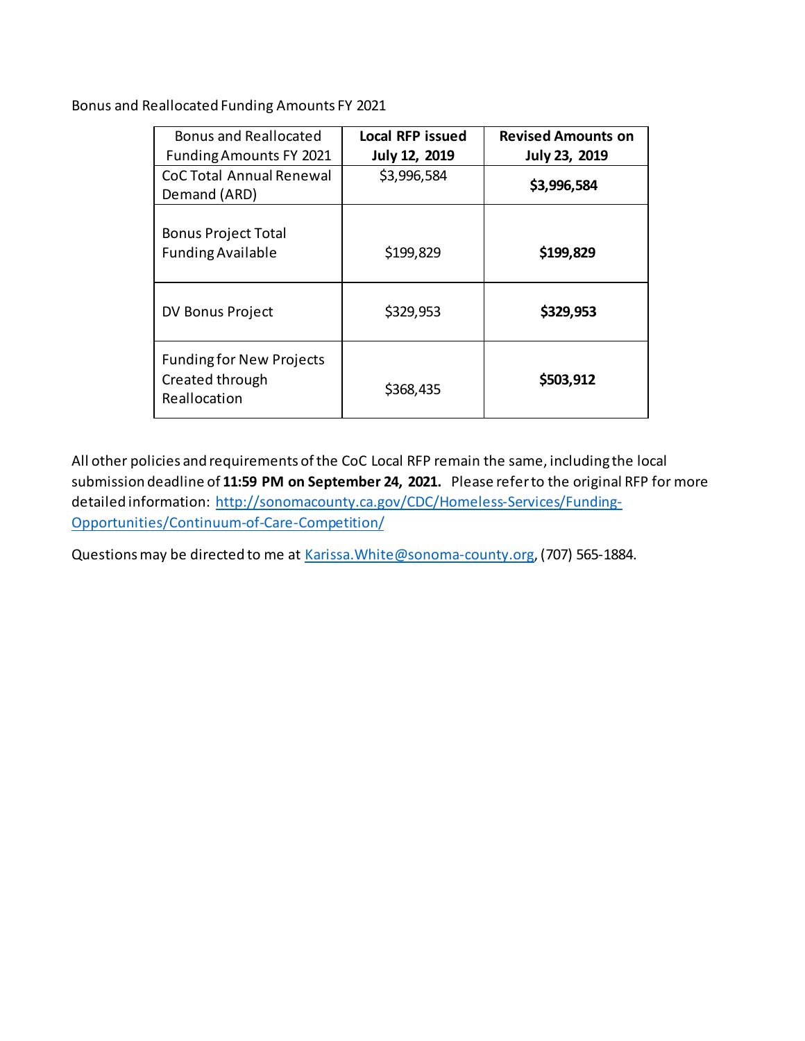Bonus and Reallocated Funding Amounts FY 2021

| Bonus and Reallocated Funding Amounts FY 2021 | **Local RFP issued July 12, 2019** | **Revised Amounts on July 23, 2019** |
|---|---|---|
| CoC Total Annual Renewal Demand (ARD) | $3,996,584 | **$3,996,584** |
| Bonus Project Total Funding Available | $199,829 | **$199,829** |
| DV Bonus Project | $329,953 | **$329,953** |
| Funding for New Projects Created through Reallocation | $368,435 | **$503,912** |

All other policies and requirements of the CoC Local RFP remain the same, including the local submission deadline of **11:59 PM on September 24, 2021.** Please refer to the original RFP for more detailed information: [http://sonomacounty.ca.gov/CDC/Homeless-Services/Funding-Opportunities/Continuum-of-Care-Competition/](http://sonomacounty.ca.gov/CDC/Homeless-Services/Funding-Opportunities/Continuum-of-Care-Competition/)

Questions may be directed to me at [Karissa.White@sonoma-county.org](mailto:Karissa.White@sonoma-county.org), (707) 565-1884.